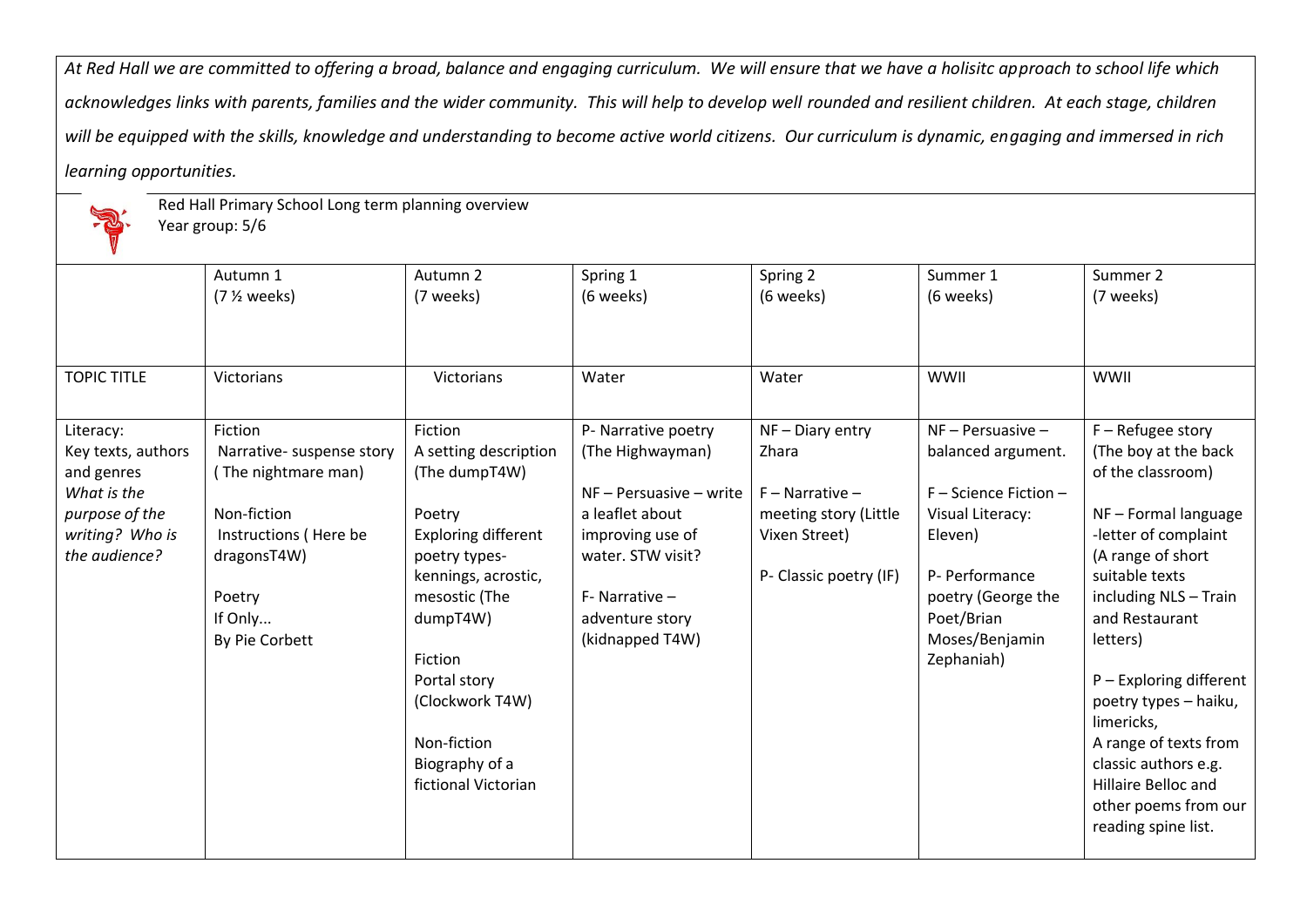*At Red Hall we are committed to offering a broad, balance and engaging curriculum. We will ensure that we have a holisitc approach to school life which acknowledges links with parents, families and the wider community. This will help to develop well rounded and resilient children. At each stage, children will be equipped with the skills, knowledge and understanding to become active world citizens. Our curriculum is dynamic, engaging and immersed in rich learning opportunities.*

Red Hall Primary School Long term planning overview
Year group: 5/6

| | Autumn 1 (7 ½ weeks) | Autumn 2 (7 weeks) | Spring 1 (6 weeks) | Spring 2 (6 weeks) | Summer 1 (6 weeks) | Summer 2 (7 weeks) |
|---|---|---|---|---|---|---|
| TOPIC TITLE | Victorians | Victorians | Water | Water | WWII | WWII |
| Literacy: Key texts, authors and genres *What is the purpose of the writing? Who is the audience?* | Fiction<br>Narrative- suspense story ( The nightmare man)<br><br>Non-fiction<br>Instructions ( Here be dragonsT4W)<br><br>Poetry<br>If Only...<br>By Pie Corbett | Fiction<br>A setting description (The dumpT4W)<br><br>Poetry<br>Exploring different poetry types- kennings, acrostic, mesostic (The dumpT4W)<br><br>Fiction<br>Portal story (Clockwork T4W)<br><br>Non-fiction<br>Biography of a fictional Victorian | P- Narrative poetry (The Highwayman)<br><br>NF – Persuasive – write a leaflet about improving use of water. STW visit?<br><br>F- Narrative – adventure story (kidnapped T4W) | NF – Diary entry Zhara<br><br>F – Narrative – meeting story (Little Vixen Street)<br><br>P- Classic poetry (IF) | NF – Persuasive – balanced argument.<br><br>F – Science Fiction – Visual Literacy: Eleven)<br><br>P- Performance poetry (George the Poet/Brian Moses/Benjamin Zephaniah) | F – Refugee story (The boy at the back of the classroom)<br><br>NF – Formal language -letter of complaint (A range of short suitable texts including NLS – Train and Restaurant letters)<br><br>P – Exploring different poetry types – haiku, limericks,<br>A range of texts from classic authors e.g. Hillaire Belloc and other poems from our reading spine list. |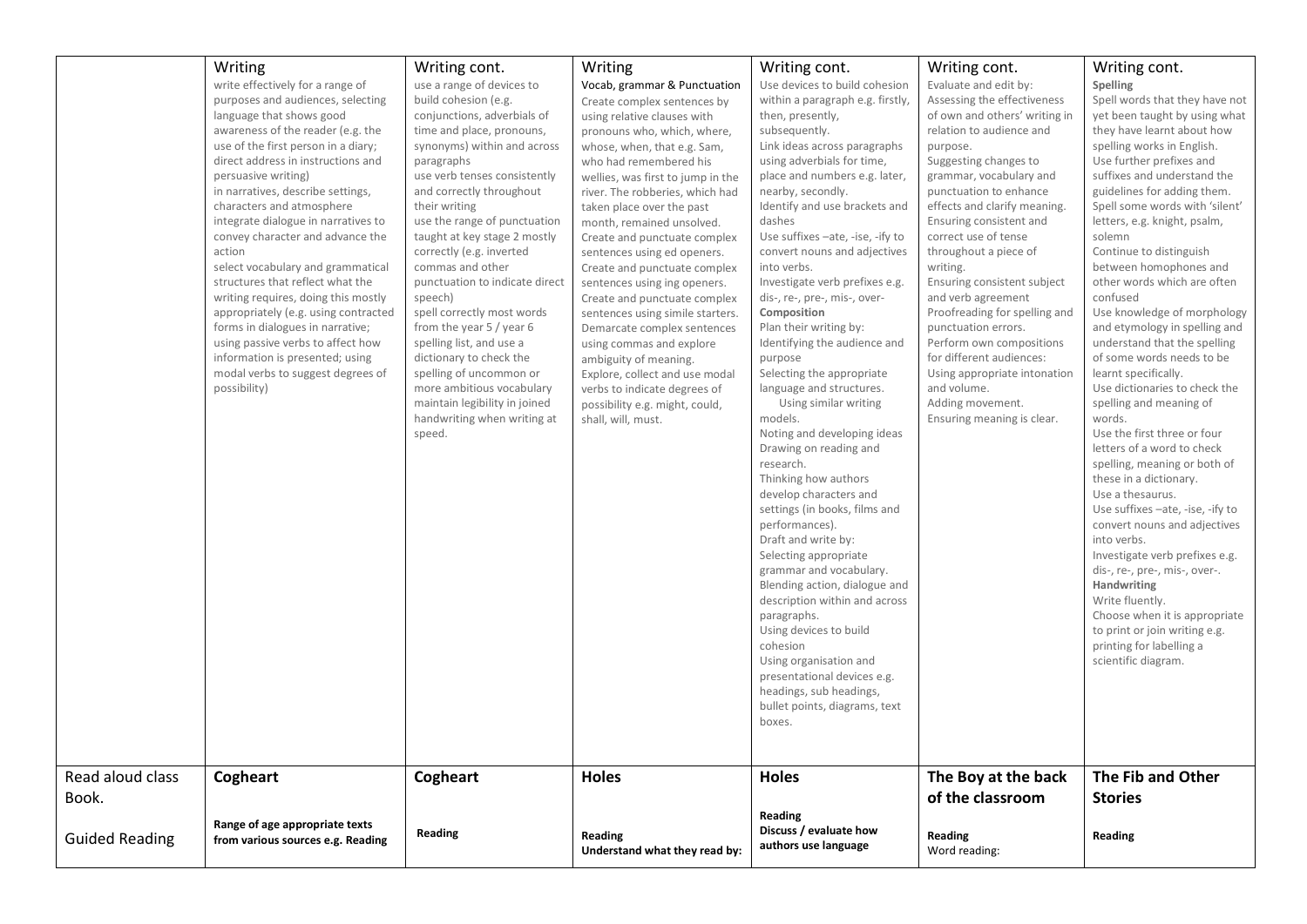| | Writing | Writing cont. | Writing | Writing cont. | Writing cont. | Writing cont. |
|---|---|---|---|---|---|---|
| | write effectively for a range of purposes and audiences, selecting language that shows good awareness of the reader (e.g. the use of the first person in a diary; direct address in instructions and persuasive writing)<br>in narratives, describe settings, characters and atmosphere<br>integrate dialogue in narratives to convey character and advance the action<br>select vocabulary and grammatical structures that reflect what the writing requires, doing this mostly appropriately (e.g. using contracted forms in dialogues in narrative; using passive verbs to affect how information is presented; using modal verbs to suggest degrees of possibility) | use a range of devices to build cohesion (e.g. conjunctions, adverbials of time and place, pronouns, synonyms) within and across paragraphs<br>use verb tenses consistently and correctly throughout their writing<br>use the range of punctuation taught at key stage 2 mostly correctly (e.g. inverted commas and other punctuation to indicate direct speech)<br>spell correctly most words from the year 5 / year 6 spelling list, and use a dictionary to check the spelling of uncommon or more ambitious vocabulary<br>maintain legibility in joined handwriting when writing at speed. | Vocab, grammar & Punctuation<br>Create complex sentences by using relative clauses with pronouns who, which, where, whose, when, that e.g. Sam, who had remembered his wellies, was first to jump in the river. The robberies, which had taken place over the past month, remained unsolved.<br>Create and punctuate complex sentences using ed openers.<br>Create and punctuate complex sentences using ing openers.<br>Create and punctuate complex sentences using simile starters.<br>Demarcate complex sentences using commas and explore ambiguity of meaning.<br>Explore, collect and use modal verbs to indicate degrees of possibility e.g. might, could, shall, will, must. | Use devices to build cohesion within a paragraph e.g. firstly, then, presently, subsequently.<br>Link ideas across paragraphs using adverbials for time, place and numbers e.g. later, nearby, secondly.<br>Identify and use brackets and dashes<br>Use suffixes –ate, -ise, -ify to convert nouns and adjectives into verbs.<br>Investigate verb prefixes e.g. dis-, re-, pre-, mis-, over-<br>**Composition**<br>Plan their writing by:<br>Identifying the audience and purpose<br>Selecting the appropriate language and structures.<br>Using similar writing models.<br>Noting and developing ideas<br>Drawing on reading and research.<br>Thinking how authors develop characters and settings (in books, films and performances).<br>Draft and write by:<br>Selecting appropriate grammar and vocabulary.<br>Blending action, dialogue and description within and across paragraphs.<br>Using devices to build cohesion<br>Using organisation and presentational devices e.g. headings, sub headings, bullet points, diagrams, text boxes. | Evaluate and edit by:<br>Assessing the effectiveness of own and others' writing in relation to audience and purpose.<br>Suggesting changes to grammar, vocabulary and punctuation to enhance effects and clarify meaning.<br>Ensuring consistent and correct use of tense throughout a piece of writing.<br>Ensuring consistent subject and verb agreement<br>Proofreading for spelling and punctuation errors.<br>Perform own compositions for different audiences:<br>Using appropriate intonation and volume.<br>Adding movement.<br>Ensuring meaning is clear. | **Spelling**<br>Spell words that they have not yet been taught by using what they have learnt about how spelling works in English.<br>Use further prefixes and suffixes and understand the guidelines for adding them.<br>Spell some words with 'silent' letters, e.g. knight, psalm, solemn<br>Continue to distinguish between homophones and other words which are often confused<br>Use knowledge of morphology and etymology in spelling and understand that the spelling of some words needs to be learnt specifically.<br>Use dictionaries to check the spelling and meaning of words.<br>Use the first three or four letters of a word to check spelling, meaning or both of these in a dictionary.<br>Use a thesaurus.<br>Use suffixes –ate, -ise, -ify to convert nouns and adjectives into verbs.<br>Investigate verb prefixes e.g. dis-, re-, pre-, mis-, over-.<br>**Handwriting**<br>Write fluently.<br>Choose when it is appropriate to print or join writing e.g. printing for labelling a scientific diagram. |
| Read aloud class Book.<br><br>Guided Reading | **Cogheart**<br><br>**Range of age appropriate texts from various sources e.g. Reading** | **Cogheart**<br><br>**Reading** | **Holes**<br><br>**Reading**<br>**Understand what they read by:** | **Holes**<br><br>**Reading**<br>**Discuss / evaluate how authors use language** | **The Boy at the back of the classroom**<br><br>**Reading**<br>Word reading: | **The Fib and Other Stories**<br><br>**Reading** |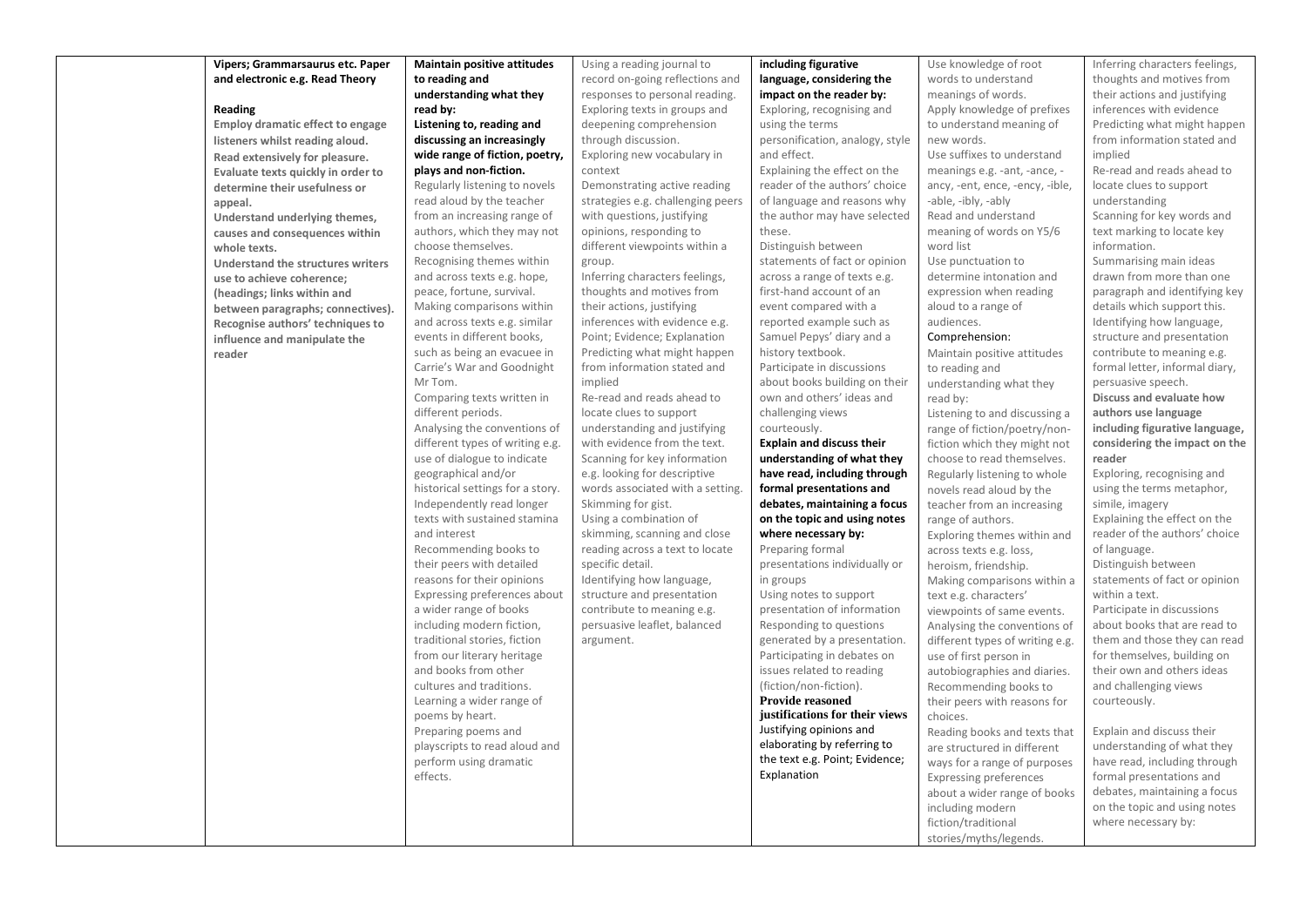| | | | | | | |
|---|---|---|---|---|---|---|
| | **Vipers; Grammarsaurus etc. Paper and electronic e.g. Read Theory**<br><br>**Reading**<br>**Employ dramatic effect to engage listeners whilst reading aloud.**<br>**Read extensively for pleasure.**<br>**Evaluate texts quickly in order to determine their usefulness or appeal.**<br>**Understand underlying themes, causes and consequences within whole texts.**<br>**Understand the structures writers use to achieve coherence; (headings; links within and between paragraphs; connectives).**<br>**Recognise authors' techniques to influence and manipulate the reader** | **Maintain positive attitudes to reading and understanding what they read by:**<br>**Listening to, reading and discussing an increasingly wide range of fiction, poetry, plays and non-fiction.**<br>Regularly listening to novels read aloud by the teacher from an increasing range of authors, which they may not choose themselves.<br>Recognising themes within and across texts e.g. hope, peace, fortune, survival.<br>Making comparisons within and across texts e.g. similar events in different books, such as being an evacuee in Carrie's War and Goodnight Mr Tom.<br>Comparing texts written in different periods.<br>Analysing the conventions of different types of writing e.g. use of dialogue to indicate geographical and/or historical settings for a story.<br>Independently read longer texts with sustained stamina and interest<br>Recommending books to their peers with detailed reasons for their opinions<br>Expressing preferences about a wider range of books including modern fiction, traditional stories, fiction from our literary heritage and books from other cultures and traditions.<br>Learning a wider range of poems by heart.<br>Preparing poems and playscripts to read aloud and perform using dramatic effects. | Using a reading journal to record on-going reflections and responses to personal reading.<br>Exploring texts in groups and deepening comprehension through discussion.<br>Exploring new vocabulary in context<br>Demonstrating active reading strategies e.g. challenging peers with questions, justifying opinions, responding to different viewpoints within a group.<br>Inferring characters feelings, thoughts and motives from their actions, justifying inferences with evidence e.g. Point; Evidence; Explanation<br>Predicting what might happen from information stated and implied<br>Re-read and reads ahead to locate clues to support understanding and justifying with evidence from the text.<br>Scanning for key information e.g. looking for descriptive words associated with a setting.<br>Skimming for gist.<br>Using a combination of skimming, scanning and close reading across a text to locate specific detail.<br>Identifying how language, structure and presentation contribute to meaning e.g. persuasive leaflet, balanced argument. | **including figurative language, considering the impact on the reader by:**<br>Exploring, recognising and using the terms personification, analogy, style and effect.<br>Explaining the effect on the reader of the authors' choice of language and reasons why the author may have selected these.<br>Distinguish between statements of fact or opinion across a range of texts e.g. first-hand account of an event compared with a reported example such as Samuel Pepys' diary and a history textbook.<br>Participate in discussions about books building on their own and others' ideas and challenging views courteously.<br>**Explain and discuss their understanding of what they have read, including through formal presentations and debates, maintaining a focus on the topic and using notes where necessary by:**<br>Preparing formal presentations individually or in groups<br>Using notes to support presentation of information<br>Responding to questions generated by a presentation.<br>Participating in debates on issues related to reading (fiction/non-fiction).<br>**Provide reasoned justifications for their views**<br>Justifying opinions and elaborating by referring to the text e.g. Point; Evidence; Explanation | Use knowledge of root words to understand meanings of words.<br>Apply knowledge of prefixes to understand meaning of new words.<br>Use suffixes to understand meanings e.g. -ant, -ance, -ancy, -ent, ence, -ency, -ible, -able, -ibly, -ably<br>Read and understand meaning of words on Y5/6 word list<br>Use punctuation to determine intonation and expression when reading aloud to a range of audiences.<br>Comprehension:<br>Maintain positive attitudes to reading and understanding what they read by:<br>Listening to and discussing a range of fiction/poetry/non-fiction which they might not choose to read themselves.<br>Regularly listening to whole novels read aloud by the teacher from an increasing range of authors.<br>Exploring themes within and across texts e.g. loss, heroism, friendship.<br>Making comparisons within a text e.g. characters' viewpoints of same events.<br>Analysing the conventions of different types of writing e.g. use of first person in autobiographies and diaries.<br>Recommending books to their peers with reasons for choices.<br>Reading books and texts that are structured in different ways for a range of purposes<br>Expressing preferences about a wider range of books including modern fiction/traditional stories/myths/legends. | Inferring characters feelings, thoughts and motives from their actions and justifying inferences with evidence<br>Predicting what might happen from information stated and implied<br>Re-read and reads ahead to locate clues to support understanding<br>Scanning for key words and text marking to locate key information.<br>Summarising main ideas drawn from more than one paragraph and identifying key details which support this.<br>Identifying how language, structure and presentation contribute to meaning e.g. formal letter, informal diary, persuasive speech.<br>**Discuss and evaluate how authors use language including figurative language, considering the impact on the reader**<br>Exploring, recognising and using the terms metaphor, simile, imagery<br>Explaining the effect on the reader of the authors' choice of language.<br>Distinguish between statements of fact or opinion within a text.<br>Participate in discussions about books that are read to them and those they can read for themselves, building on their own and others ideas and challenging views courteously.<br><br>Explain and discuss their understanding of what they have read, including through formal presentations and debates, maintaining a focus on the topic and using notes where necessary by: |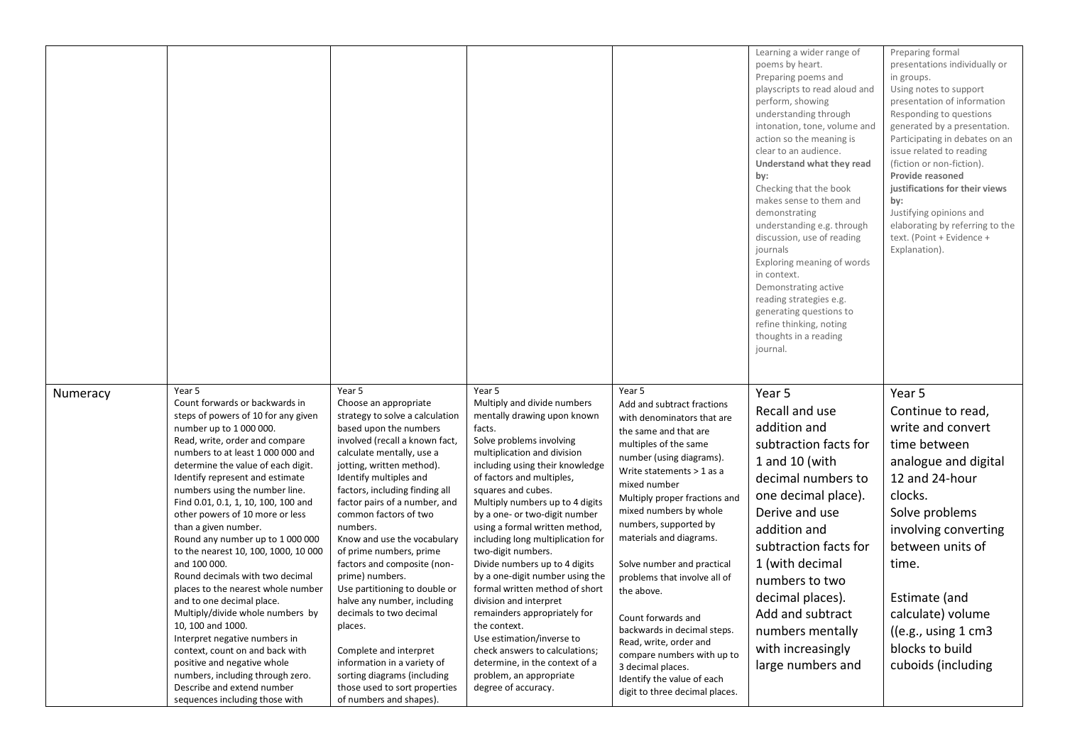| | | | | | | |
|---|---|---|---|---|---|---|
| | | | | | Learning a wider range of poems by heart.<br>Preparing poems and playscripts to read aloud and perform, showing understanding through intonation, tone, volume and action so the meaning is clear to an audience.<br>**Understand what they read by:**<br>Checking that the book makes sense to them and demonstrating understanding e.g. through discussion, use of reading journals<br>Exploring meaning of words in context.<br>Demonstrating active reading strategies e.g. generating questions to refine thinking, noting thoughts in a reading journal. | Preparing formal presentations individually or in groups.<br>Using notes to support presentation of information<br>Responding to questions generated by a presentation.<br>Participating in debates on an issue related to reading (fiction or non-fiction).<br>**Provide reasoned justifications for their views by:**<br>Justifying opinions and elaborating by referring to the text. (Point + Evidence + Explanation). |
| Numeracy | Year 5<br>Count forwards or backwards in steps of powers of 10 for any given number up to 1 000 000.<br>Read, write, order and compare numbers to at least 1 000 000 and determine the value of each digit.<br>Identify represent and estimate numbers using the number line.<br>Find 0.01, 0.1, 1, 10, 100, 100 and other powers of 10 more or less than a given number.<br>Round any number up to 1 000 000 to the nearest 10, 100, 1000, 10 000 and 100 000.<br>Round decimals with two decimal places to the nearest whole number and to one decimal place.<br>Multiply/divide whole numbers by 10, 100 and 1000.<br>Interpret negative numbers in context, count on and back with positive and negative whole numbers, including through zero.<br>Describe and extend number sequences including those with | Year 5<br>Choose an appropriate strategy to solve a calculation based upon the numbers involved (recall a known fact, calculate mentally, use a jotting, written method).<br>Identify multiples and factors, including finding all factor pairs of a number, and common factors of two numbers.<br>Know and use the vocabulary of prime numbers, prime factors and composite (non-prime) numbers.<br>Use partitioning to double or halve any number, including decimals to two decimal places.<br><br>Complete and interpret information in a variety of sorting diagrams (including those used to sort properties of numbers and shapes). | Year 5<br>Multiply and divide numbers mentally drawing upon known facts.<br>Solve problems involving multiplication and division including using their knowledge of factors and multiples, squares and cubes.<br>Multiply numbers up to 4 digits by a one- or two-digit number using a formal written method, including long multiplication for two-digit numbers.<br>Divide numbers up to 4 digits by a one-digit number using the formal written method of short division and interpret remainders appropriately for the context.<br>Use estimation/inverse to check answers to calculations; determine, in the context of a problem, an appropriate degree of accuracy. | Year 5<br>Add and subtract fractions with denominators that are the same and that are multiples of the same number (using diagrams).<br>Write statements > 1 as a mixed number<br>Multiply proper fractions and mixed numbers by whole numbers, supported by materials and diagrams.<br><br>Solve number and practical problems that involve all of the above.<br><br>Count forwards and backwards in decimal steps.<br>Read, write, order and compare numbers with up to 3 decimal places.<br>Identify the value of each digit to three decimal places. | Year 5<br>Recall and use addition and subtraction facts for 1 and 10 (with decimal numbers to one decimal place).<br>Derive and use addition and subtraction facts for 1 (with decimal numbers to two decimal places).<br>Add and subtract numbers mentally with increasingly large numbers and | Year 5<br>Continue to read, write and convert time between analogue and digital 12 and 24-hour clocks.<br>Solve problems involving converting between units of time.<br><br>Estimate (and calculate) volume ((e.g., using 1 cm3 blocks to build cuboids (including |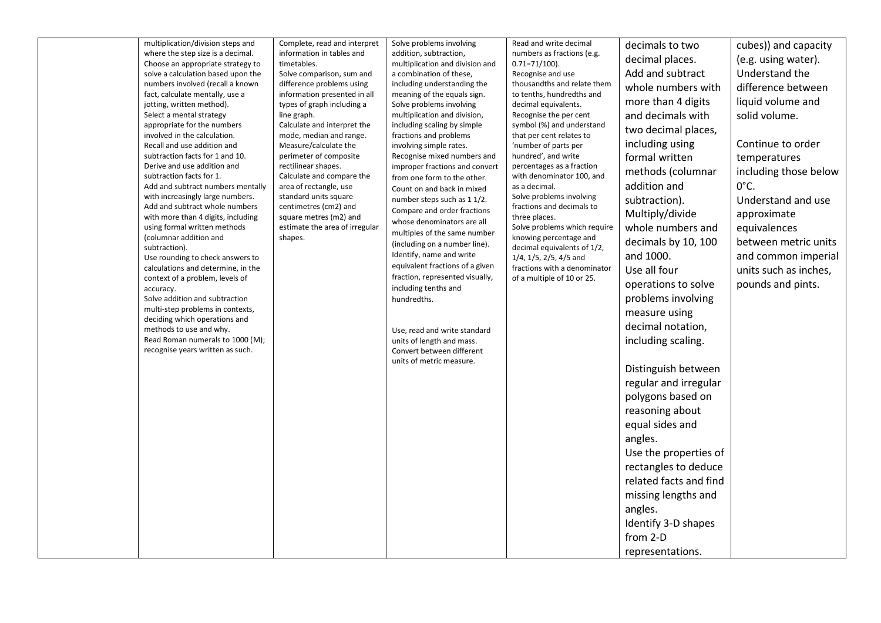| | | | | | | |
|---|---|---|---|---|---|---|
| | multiplication/division steps and where the step size is a decimal.<br>Choose an appropriate strategy to solve a calculation based upon the numbers involved (recall a known fact, calculate mentally, use a jotting, written method).<br>Select a mental strategy appropriate for the numbers involved in the calculation.<br>Recall and use addition and subtraction facts for 1 and 10.<br>Derive and use addition and subtraction facts for 1.<br>Add and subtract numbers mentally with increasingly large numbers.<br>Add and subtract whole numbers with more than 4 digits, including using formal written methods (columnar addition and subtraction).<br>Use rounding to check answers to calculations and determine, in the context of a problem, levels of accuracy.<br>Solve addition and subtraction multi-step problems in contexts, deciding which operations and methods to use and why.<br>Read Roman numerals to 1000 (M); recognise years written as such. | Complete, read and interpret information in tables and timetables.<br>Solve comparison, sum and difference problems using information presented in all types of graph including a line graph.<br>Calculate and interpret the mode, median and range.<br>Measure/calculate the perimeter of composite rectilinear shapes.<br>Calculate and compare the area of rectangle, use standard units square centimetres (cm2) and square metres (m2) and estimate the area of irregular shapes. | Solve problems involving addition, subtraction, multiplication and division and a combination of these, including understanding the meaning of the equals sign.<br>Solve problems involving multiplication and division, including scaling by simple fractions and problems involving simple rates.<br>Recognise mixed numbers and improper fractions and convert from one form to the other.<br>Count on and back in mixed number steps such as 1 1/2.<br>Compare and order fractions whose denominators are all multiples of the same number (including on a number line).<br>Identify, name and write equivalent fractions of a given fraction, represented visually, including tenths and hundredths.<br><br>Use, read and write standard units of length and mass.<br>Convert between different units of metric measure. | Read and write decimal numbers as fractions (e.g. 0.71=71/100).<br>Recognise and use thousandths and relate them to tenths, hundredths and decimal equivalents.<br>Recognise the per cent symbol (%) and understand that per cent relates to 'number of parts per hundred', and write percentages as a fraction with denominator 100, and as a decimal.<br>Solve problems involving fractions and decimals to three places.<br>Solve problems which require knowing percentage and decimal equivalents of 1/2, 1/4, 1/5, 2/5, 4/5 and fractions with a denominator of a multiple of 10 or 25. | decimals to two decimal places.<br>Add and subtract whole numbers with more than 4 digits and decimals with two decimal places, including using formal written methods (columnar addition and subtraction).<br>Multiply/divide whole numbers and decimals by 10, 100 and 1000.<br>Use all four operations to solve problems involving measure using decimal notation, including scaling.<br><br>Distinguish between regular and irregular polygons based on reasoning about equal sides and angles.<br>Use the properties of rectangles to deduce related facts and find missing lengths and angles.<br>Identify 3-D shapes from 2-D representations. | cubes)) and capacity (e.g. using water).<br>Understand the difference between liquid volume and solid volume.<br><br>Continue to order temperatures including those below 0°C.<br>Understand and use approximate equivalences between metric units and common imperial units such as inches, pounds and pints. |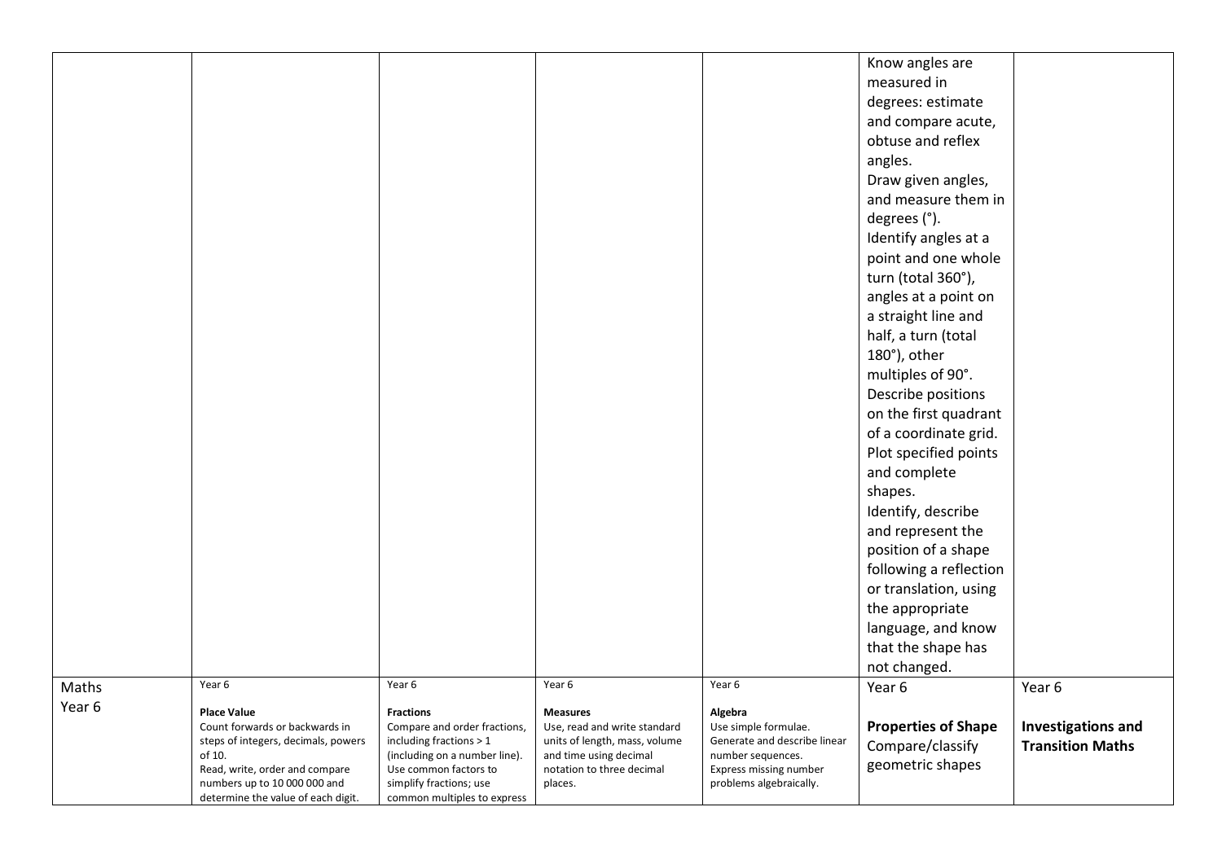| | | | | | | |
|---|---|---|---|---|---|---|
| | | | | | Know angles are measured in degrees: estimate and compare acute, obtuse and reflex angles.<br>Draw given angles, and measure them in degrees (°).<br>Identify angles at a point and one whole turn (total 360°), angles at a point on a straight line and half, a turn (total 180°), other multiples of 90°.<br>Describe positions on the first quadrant of a coordinate grid.<br>Plot specified points and complete shapes.<br>Identify, describe and represent the position of a shape following a reflection or translation, using the appropriate language, and know that the shape has not changed. | |
| Maths Year 6 | Year 6<br><br>**Place Value**<br>Count forwards or backwards in steps of integers, decimals, powers of 10.<br>Read, write, order and compare numbers up to 10 000 000 and determine the value of each digit. | Year 6<br><br>**Fractions**<br>Compare and order fractions, including fractions > 1 (including on a number line).<br>Use common factors to simplify fractions; use common multiples to express | Year 6<br><br>**Measures**<br>Use, read and write standard units of length, mass, volume and time using decimal notation to three decimal places. | Year 6<br><br>**Algebra**<br>Use simple formulae.<br>Generate and describe linear number sequences.<br>Express missing number problems algebraically. | Year 6<br><br>**Properties of Shape**<br>Compare/classify geometric shapes | Year 6<br><br>**Investigations and Transition Maths** |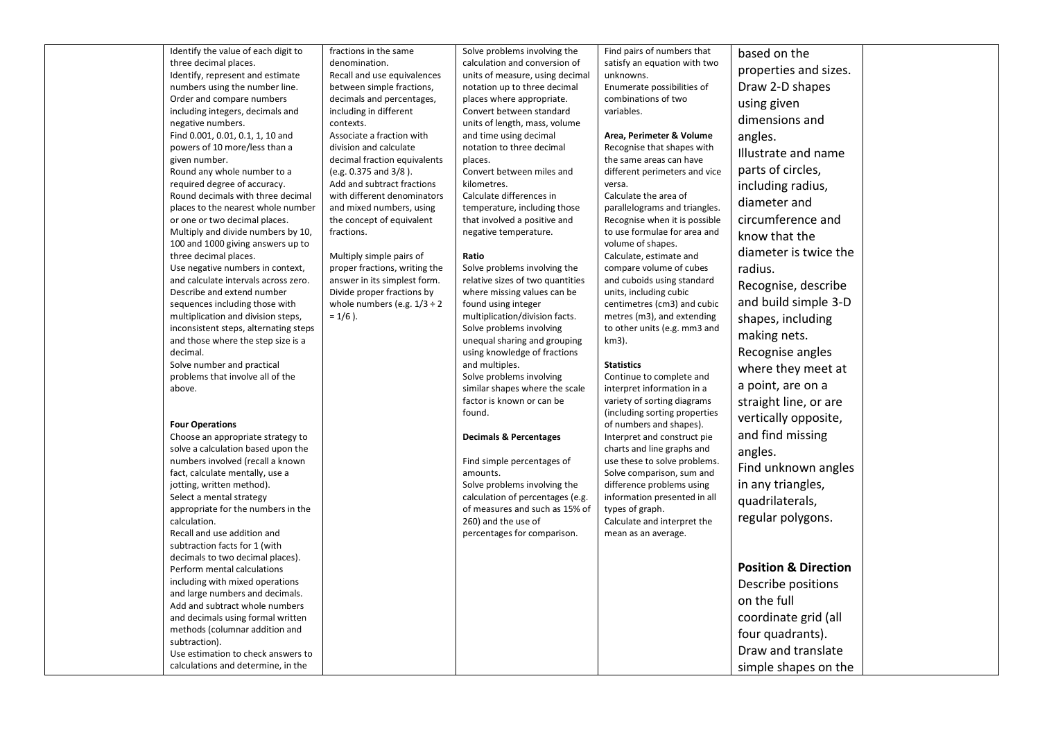| | | | | | | |
|---|---|---|---|---|---|---|
| | Identify the value of each digit to three decimal places.<br>Identify, represent and estimate numbers using the number line.<br>Order and compare numbers including integers, decimals and negative numbers.<br>Find 0.001, 0.01, 0.1, 1, 10 and powers of 10 more/less than a given number.<br>Round any whole number to a required degree of accuracy.<br>Round decimals with three decimal places to the nearest whole number or one or two decimal places.<br>Multiply and divide numbers by 10, 100 and 1000 giving answers up to three decimal places.<br>Use negative numbers in context, and calculate intervals across zero.<br>Describe and extend number sequences including those with multiplication and division steps, inconsistent steps, alternating steps and those where the step size is a decimal.<br>Solve number and practical problems that involve all of the above.<br><br>**Four Operations**<br>Choose an appropriate strategy to solve a calculation based upon the numbers involved (recall a known fact, calculate mentally, use a jotting, written method).<br>Select a mental strategy appropriate for the numbers in the calculation.<br>Recall and use addition and subtraction facts for 1 (with decimals to two decimal places).<br>Perform mental calculations including with mixed operations and large numbers and decimals.<br>Add and subtract whole numbers and decimals using formal written methods (columnar addition and subtraction).<br>Use estimation to check answers to calculations and determine, in the | fractions in the same denomination.<br>Recall and use equivalences between simple fractions, decimals and percentages, including in different contexts.<br>Associate a fraction with division and calculate decimal fraction equivalents (e.g. 0.375 and 3/8 ).<br>Add and subtract fractions with different denominators and mixed numbers, using the concept of equivalent fractions.<br><br>Multiply simple pairs of proper fractions, writing the answer in its simplest form.<br>Divide proper fractions by whole numbers (e.g. $1/3 \div 2 = 1/6$ ). | Solve problems involving the calculation and conversion of units of measure, using decimal notation up to three decimal places where appropriate.<br>Convert between standard units of length, mass, volume and time using decimal notation to three decimal places.<br>Convert between miles and kilometres.<br>Calculate differences in temperature, including those that involved a positive and negative temperature.<br><br>**Ratio**<br>Solve problems involving the relative sizes of two quantities where missing values can be found using integer multiplication/division facts.<br>Solve problems involving unequal sharing and grouping using knowledge of fractions and multiples.<br>Solve problems involving similar shapes where the scale factor is known or can be found.<br><br>**Decimals & Percentages**<br><br>Find simple percentages of amounts.<br>Solve problems involving the calculation of percentages (e.g. of measures and such as 15% of 260) and the use of percentages for comparison. | Find pairs of numbers that satisfy an equation with two unknowns.<br>Enumerate possibilities of combinations of two variables.<br><br>**Area, Perimeter & Volume**<br>Recognise that shapes with the same areas can have different perimeters and vice versa.<br>Calculate the area of parallelograms and triangles.<br>Recognise when it is possible to use formulae for area and volume of shapes.<br>Calculate, estimate and compare volume of cubes and cuboids using standard units, including cubic centimetres (cm3) and cubic metres (m3), and extending to other units (e.g. mm3 and km3).<br><br>**Statistics**<br>Continue to complete and interpret information in a variety of sorting diagrams (including sorting properties of numbers and shapes).<br>Interpret and construct pie charts and line graphs and use these to solve problems.<br>Solve comparison, sum and difference problems using information presented in all types of graph.<br>Calculate and interpret the mean as an average. | based on the properties and sizes.<br>Draw 2-D shapes using given dimensions and angles.<br>Illustrate and name parts of circles, including radius, diameter and circumference and know that the diameter is twice the radius.<br>Recognise, describe and build simple 3-D shapes, including making nets.<br>Recognise angles where they meet at a point, are on a straight line, or are vertically opposite, and find missing angles.<br>Find unknown angles in any triangles, quadrilaterals, regular polygons.<br><br>**Position & Direction**<br>Describe positions on the full coordinate grid (all four quadrants).<br>Draw and translate simple shapes on the | |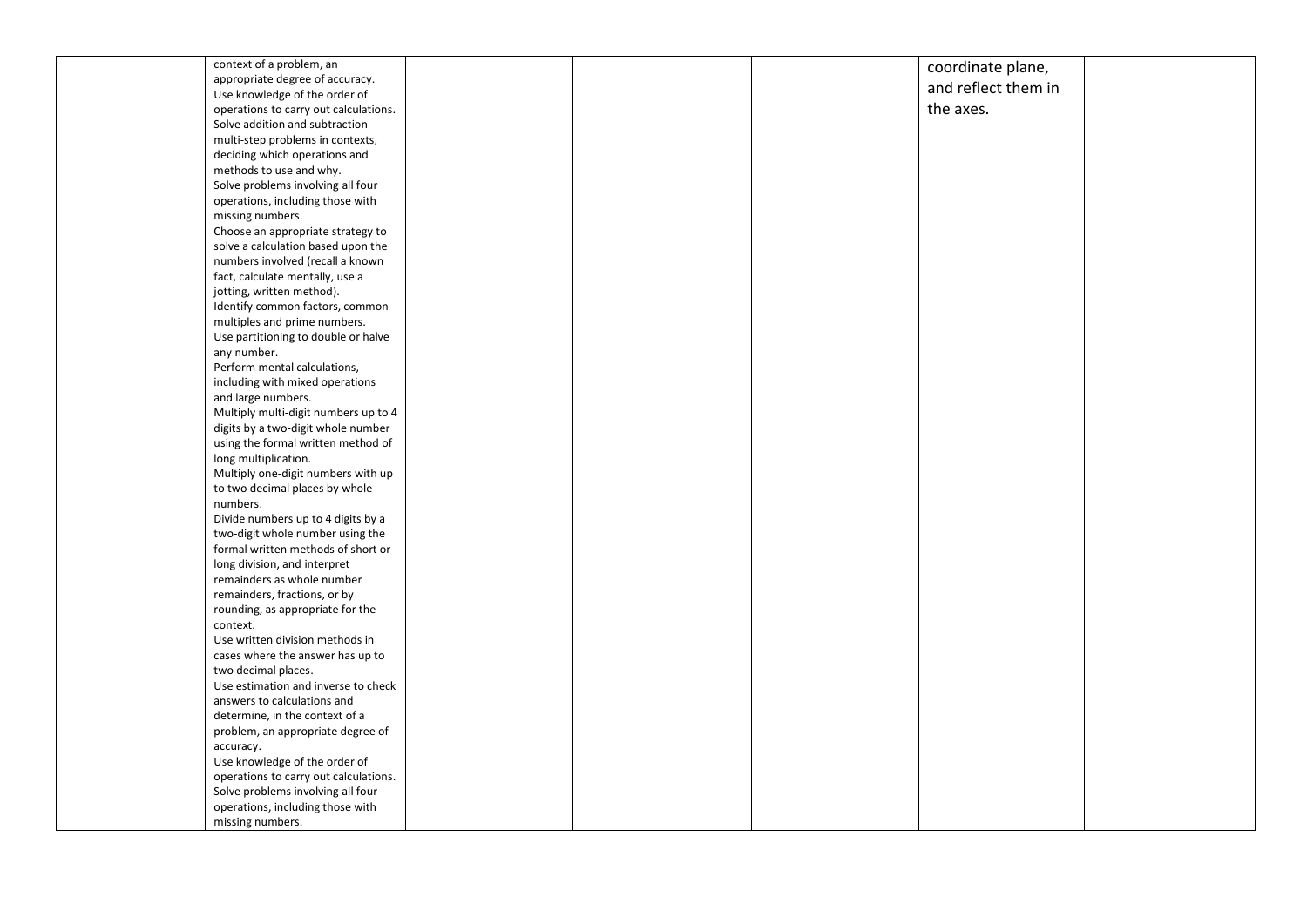| | | | | | | |
|---|---|---|---|---|---|---|
| | context of a problem, an appropriate degree of accuracy.<br>Use knowledge of the order of operations to carry out calculations.<br>Solve addition and subtraction multi-step problems in contexts, deciding which operations and methods to use and why.<br>Solve problems involving all four operations, including those with missing numbers.<br>Choose an appropriate strategy to solve a calculation based upon the numbers involved (recall a known fact, calculate mentally, use a jotting, written method).<br>Identify common factors, common multiples and prime numbers.<br>Use partitioning to double or halve any number.<br>Perform mental calculations, including with mixed operations and large numbers.<br>Multiply multi-digit numbers up to 4 digits by a two-digit whole number using the formal written method of long multiplication.<br>Multiply one-digit numbers with up to two decimal places by whole numbers.<br>Divide numbers up to 4 digits by a two-digit whole number using the formal written methods of short or long division, and interpret remainders as whole number remainders, fractions, or by rounding, as appropriate for the context.<br>Use written division methods in cases where the answer has up to two decimal places.<br>Use estimation and inverse to check answers to calculations and determine, in the context of a problem, an appropriate degree of accuracy.<br>Use knowledge of the order of operations to carry out calculations.<br>Solve problems involving all four operations, including those with missing numbers. | | | | coordinate plane, and reflect them in the axes. | |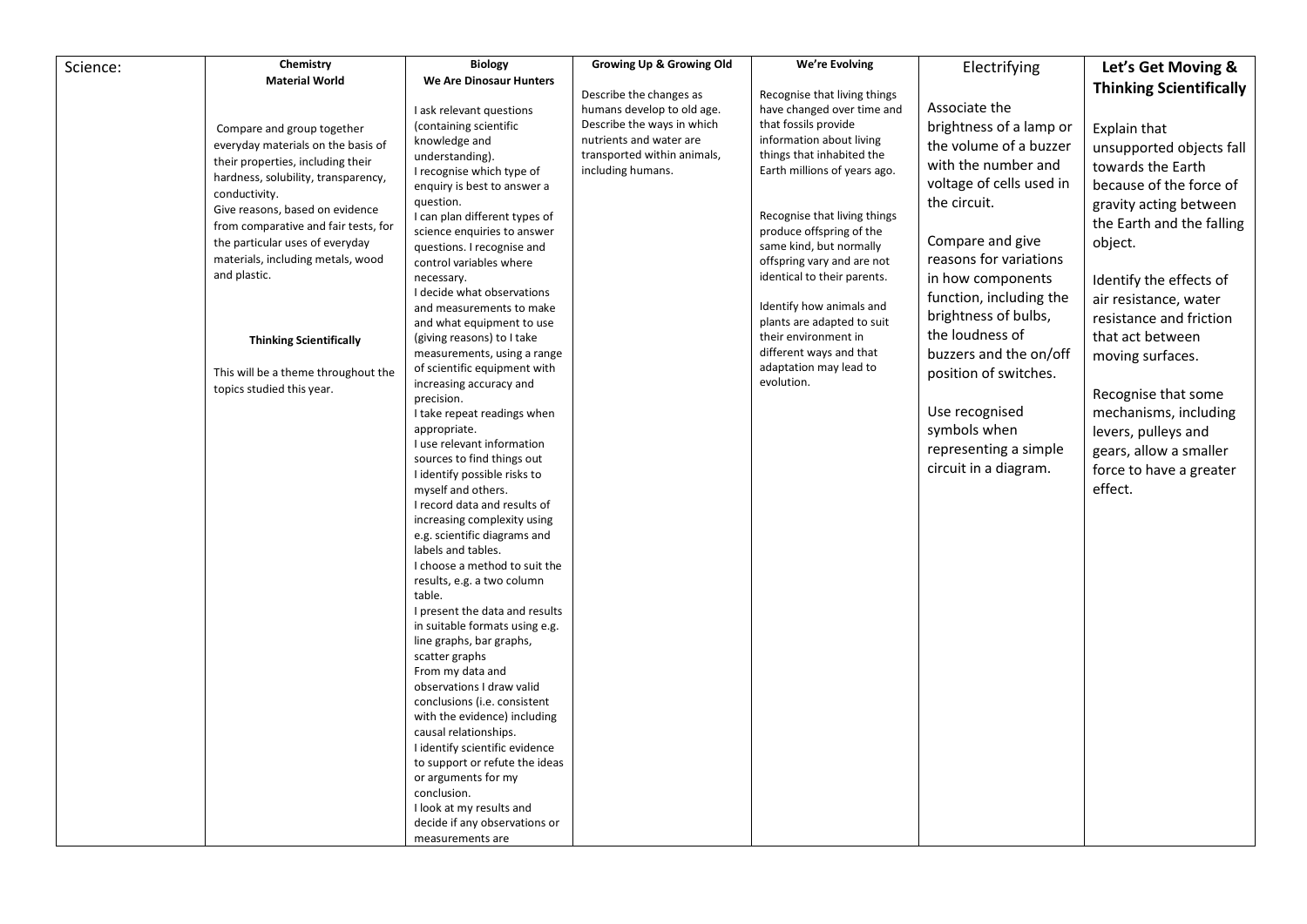| Science: | Chemistry<br>**Material World** | Biology<br>**We Are Dinosaur Hunters** | **Growing Up & Growing Old** | **We're Evolving** | Electrifying | **Let's Get Moving & Thinking Scientifically** |
|---|---|---|---|---|---|---|
| | Compare and group together everyday materials on the basis of their properties, including their hardness, solubility, transparency, conductivity.<br>Give reasons, based on evidence from comparative and fair tests, for the particular uses of everyday materials, including metals, wood and plastic.<br><br>**Thinking Scientifically**<br><br>This will be a theme throughout the topics studied this year. | I ask relevant questions (containing scientific knowledge and understanding).<br>I recognise which type of enquiry is best to answer a question.<br>I can plan different types of science enquiries to answer questions. I recognise and control variables where necessary.<br>I decide what observations and measurements to make and what equipment to use (giving reasons) to I take measurements, using a range of scientific equipment with increasing accuracy and precision.<br>I take repeat readings when appropriate.<br>I use relevant information sources to find things out<br>I identify possible risks to myself and others.<br>I record data and results of increasing complexity using e.g. scientific diagrams and labels and tables.<br>I choose a method to suit the results, e.g. a two column table.<br>I present the data and results in suitable formats using e.g. line graphs, bar graphs, scatter graphs<br>From my data and observations I draw valid conclusions (i.e. consistent with the evidence) including causal relationships.<br>I identify scientific evidence to support or refute the ideas or arguments for my conclusion.<br>I look at my results and decide if any observations or measurements are | Describe the changes as humans develop to old age.<br>Describe the ways in which nutrients and water are transported within animals, including humans. | Recognise that living things have changed over time and that fossils provide information about living things that inhabited the Earth millions of years ago.<br><br>Recognise that living things produce offspring of the same kind, but normally offspring vary and are not identical to their parents.<br><br>Identify how animals and plants are adapted to suit their environment in different ways and that adaptation may lead to evolution. | Associate the brightness of a lamp or the volume of a buzzer with the number and voltage of cells used in the circuit.<br><br>Compare and give reasons for variations in how components function, including the brightness of bulbs, the loudness of buzzers and the on/off position of switches.<br><br>Use recognised symbols when representing a simple circuit in a diagram. | Explain that unsupported objects fall towards the Earth because of the force of gravity acting between the Earth and the falling object.<br><br>Identify the effects of air resistance, water resistance and friction that act between moving surfaces.<br><br>Recognise that some mechanisms, including levers, pulleys and gears, allow a smaller force to have a greater effect. |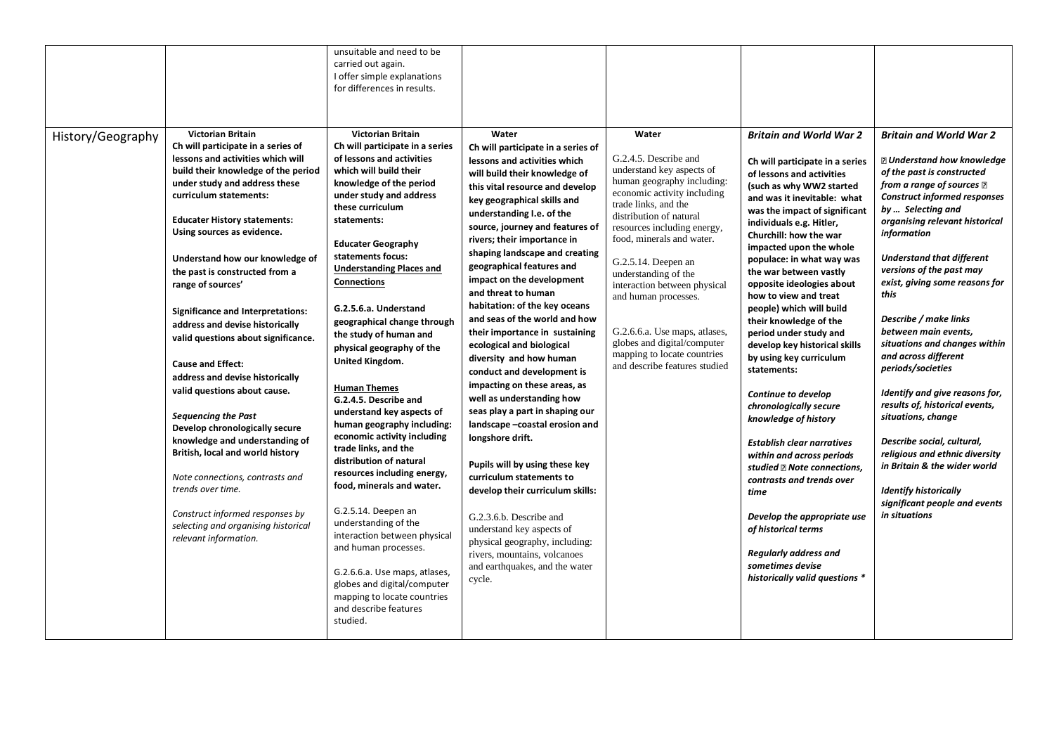| | | | | | | |
|---|---|---|---|---|---|---|
| | | unsuitable and need to be carried out again.<br>I offer simple explanations for differences in results. | | | | |
| History/Geography | **Victorian Britain**<br>**Ch will participate in a series of lessons and activities which will build their knowledge of the period under study and address these curriculum statements:**<br><br>**Educater History statements:**<br>**Using sources as evidence.**<br><br>**Understand how our knowledge of the past is constructed from a range of sources'**<br><br>**Significance and Interpretations:**<br>**address and devise historically valid questions about significance.**<br><br>**Cause and Effect:**<br>**address and devise historically valid questions about cause.**<br><br>***Sequencing the Past***<br>**Develop chronologically secure knowledge and understanding of British, local and world history**<br><br>*Note connections, contrasts and trends over time.*<br><br>*Construct informed responses by selecting and organising historical relevant information.* | **Victorian Britain**<br>**Ch will participate in a series of lessons and activities which will build their knowledge of the period under study and address these curriculum statements:**<br><br>**Educater Geography statements focus:**<br>**<u>Understanding Places and Connections</u>**<br><br>**G.2.5.6.a. Understand geographical change through the study of human and physical geography of the United Kingdom.**<br><br>**<u>Human Themes</u>**<br>**G.2.4.5. Describe and understand key aspects of human geography including: economic activity including trade links, and the distribution of natural resources including energy, food, minerals and water.**<br><br>G.2.5.14. Deepen an understanding of the interaction between physical and human processes.<br><br>G.2.6.6.a. Use maps, atlases, globes and digital/computer mapping to locate countries and describe features studied. | **Water**<br>**Ch will participate in a series of lessons and activities which will build their knowledge of this vital resource and develop key geographical skills and understanding I.e. of the source, journey and features of rivers; their importance in shaping landscape and creating geographical features and impact on the development and threat to human habitation: of the key oceans and seas of the world and how their importance in sustaining ecological and biological diversity and how human conduct and development is impacting on these areas, as well as understanding how seas play a part in shaping our landscape –coastal erosion and longshore drift.**<br><br>**Pupils will by using these key curriculum statements to develop their curriculum skills:**<br><br>G.2.3.6.b. Describe and understand key aspects of physical geography, including: rivers, mountains, volcanoes and earthquakes, and the water cycle. | **Water**<br><br>G.2.4.5. Describe and understand key aspects of human geography including: economic activity including trade links, and the distribution of natural resources including energy, food, minerals and water.<br><br>G.2.5.14. Deepen an understanding of the interaction between physical and human processes.<br><br>G.2.6.6.a. Use maps, atlases, globes and digital/computer mapping to locate countries and describe features studied | ***Britain and World War 2***<br><br>**Ch will participate in a series of lessons and activities (such as why WW2 started and was it inevitable: what was the impact of significant individuals e.g. Hitler, Churchill: how the war impacted upon the whole populace: in what way was the war between vastly opposite ideologies about how to view and treat people) which will build their knowledge of the period under study and develop key historical skills by using key curriculum statements:**<br><br>***Continue to develop chronologically secure knowledge of history***<br><br>***Establish clear narratives within and across periods studied ▯ Note connections, contrasts and trends over time***<br><br>***Develop the appropriate use of historical terms***<br><br>***Regularly address and sometimes devise historically valid questions ****| ***Britain and World War 2***<br><br>***▯ Understand how knowledge of the past is constructed from a range of sources ▯ Construct informed responses by … Selecting and organising relevant historical information***<br><br>***Understand that different versions of the past may exist, giving some reasons for this***<br><br>***Describe / make links between main events, situations and changes within and across different periods/societies***<br><br>***Identify and give reasons for, results of, historical events, situations, change***<br><br>***Describe social, cultural, religious and ethnic diversity in Britain & the wider world***<br><br>***Identify historically significant people and events in situations*** |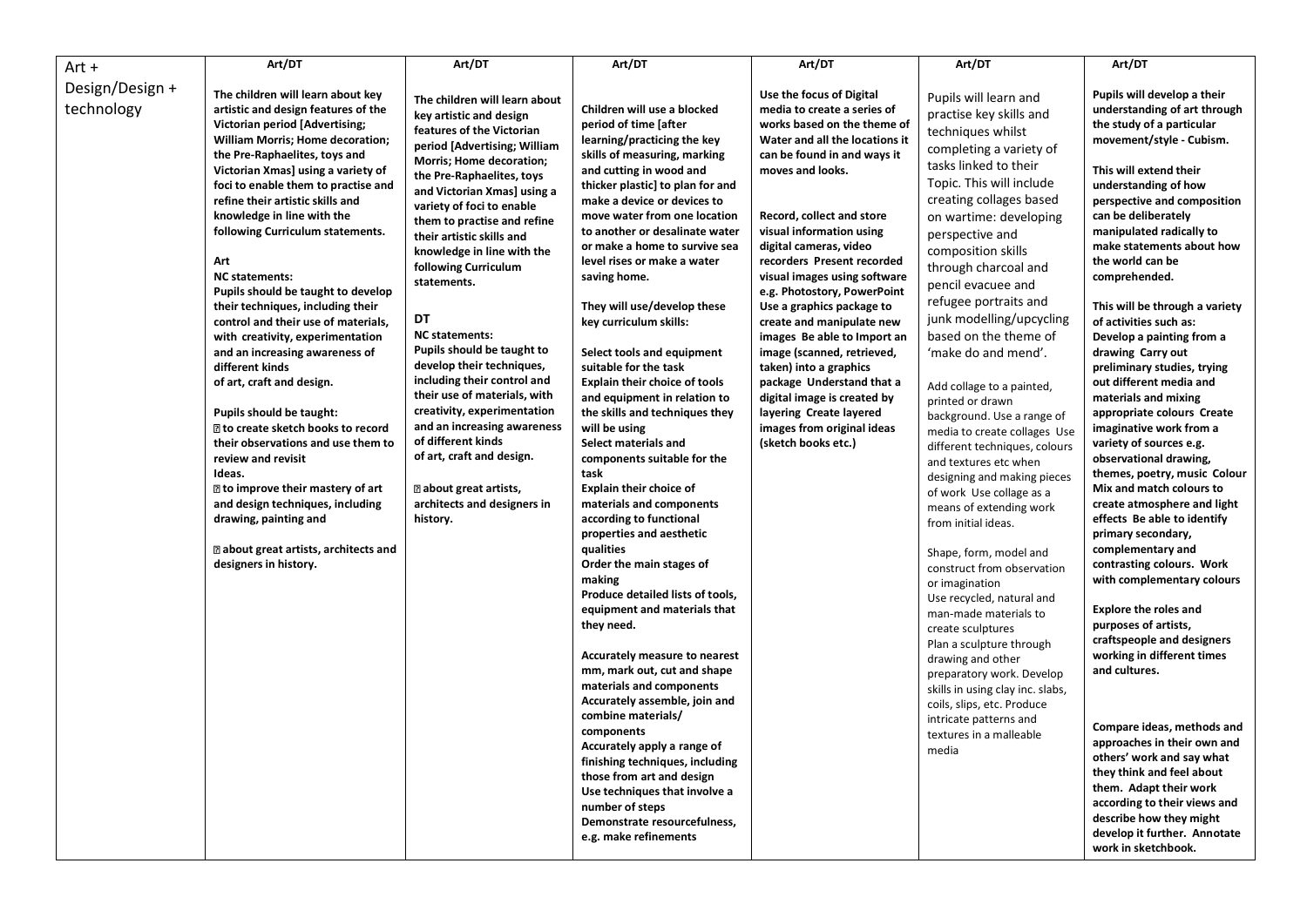| Art + Design/Design + technology | Art/DT | Art/DT | Art/DT | Art/DT | Art/DT | Art/DT |
|---|---|---|---|---|---|---|
| | **The children will learn about key artistic and design features of the Victorian period [Advertising; William Morris; Home decoration; the Pre-Raphaelites, toys and Victorian Xmas] using a variety of foci to enable them to practise and refine their artistic skills and knowledge in line with the following Curriculum statements.**<br><br>**Art**<br>**NC statements:**<br>**Pupils should be taught to develop their techniques, including their control and their use of materials, with creativity, experimentation and an increasing awareness of different kinds of art, craft and design.**<br><br>**Pupils should be taught:**<br>**▯ to create sketch books to record their observations and use them to review and revisit Ideas.**<br>**▯ to improve their mastery of art and design techniques, including drawing, painting and**<br><br>**▯ about great artists, architects and designers in history.** | **The children will learn about key artistic and design features of the Victorian period [Advertising; William Morris; Home decoration; the Pre-Raphaelites, toys and Victorian Xmas] using a variety of foci to enable them to practise and refine their artistic skills and knowledge in line with the following Curriculum statements.**<br><br>**DT**<br>**NC statements:**<br>**Pupils should be taught to develop their techniques, including their control and their use of materials, with creativity, experimentation and an increasing awareness of different kinds of art, craft and design.**<br><br>**▯ about great artists, architects and designers in history.** | **Children will use a blocked period of time [after learning/practicing the key skills of measuring, marking and cutting in wood and thicker plastic] to plan for and make a device or devices to move water from one location to another or desalinate water or make a home to survive sea level rises or make a water saving home.**<br><br>**They will use/develop these key curriculum skills:**<br><br>**Select tools and equipment suitable for the task**<br>**Explain their choice of tools and equipment in relation to the skills and techniques they will be using**<br>**Select materials and components suitable for the task**<br>**Explain their choice of materials and components according to functional properties and aesthetic qualities**<br>**Order the main stages of making**<br>**Produce detailed lists of tools, equipment and materials that they need.**<br><br>**Accurately measure to nearest mm, mark out, cut and shape materials and components**<br>**Accurately assemble, join and combine materials/ components**<br>**Accurately apply a range of finishing techniques, including those from art and design**<br>**Use techniques that involve a number of steps**<br>**Demonstrate resourcefulness, e.g. make refinements** | **Use the focus of Digital media to create a series of works based on the theme of Water and all the locations it can be found in and ways it moves and looks.**<br><br>**Record, collect and store visual information using digital cameras, video recorders Present recorded visual images using software e.g. Photostory, PowerPoint Use a graphics package to create and manipulate new images Be able to Import an image (scanned, retrieved, taken) into a graphics package Understand that a digital image is created by layering Create layered images from original ideas (sketch books etc.)** | Pupils will learn and practise key skills and techniques whilst completing a variety of tasks linked to their Topic. This will include creating collages based on wartime: developing perspective and composition skills through charcoal and pencil evacuee and refugee portraits and junk modelling/upcycling based on the theme of 'make do and mend'.<br><br>Add collage to a painted, printed or drawn background. Use a range of media to create collages Use different techniques, colours and textures etc when designing and making pieces of work Use collage as a means of extending work from initial ideas.<br><br>Shape, form, model and construct from observation or imagination<br>Use recycled, natural and man-made materials to create sculptures<br>Plan a sculpture through drawing and other preparatory work. Develop skills in using clay inc. slabs, coils, slips, etc. Produce intricate patterns and textures in a malleable media | **Pupils will develop a their understanding of art through the study of a particular movement/style - Cubism.**<br><br>**This will extend their understanding of how perspective and composition can be deliberately manipulated radically to make statements about how the world can be comprehended.**<br><br>**This will be through a variety of activities such as: Develop a painting from a drawing Carry out preliminary studies, trying out different media and materials and mixing appropriate colours Create imaginative work from a variety of sources e.g. observational drawing, themes, poetry, music Colour Mix and match colours to create atmosphere and light effects Be able to identify primary secondary, complementary and contrasting colours. Work with complementary colours**<br><br>**Explore the roles and purposes of artists, craftspeople and designers working in different times and cultures.**<br><br>**Compare ideas, methods and approaches in their own and others' work and say what they think and feel about them. Adapt their work according to their views and describe how they might develop it further. Annotate work in sketchbook.** |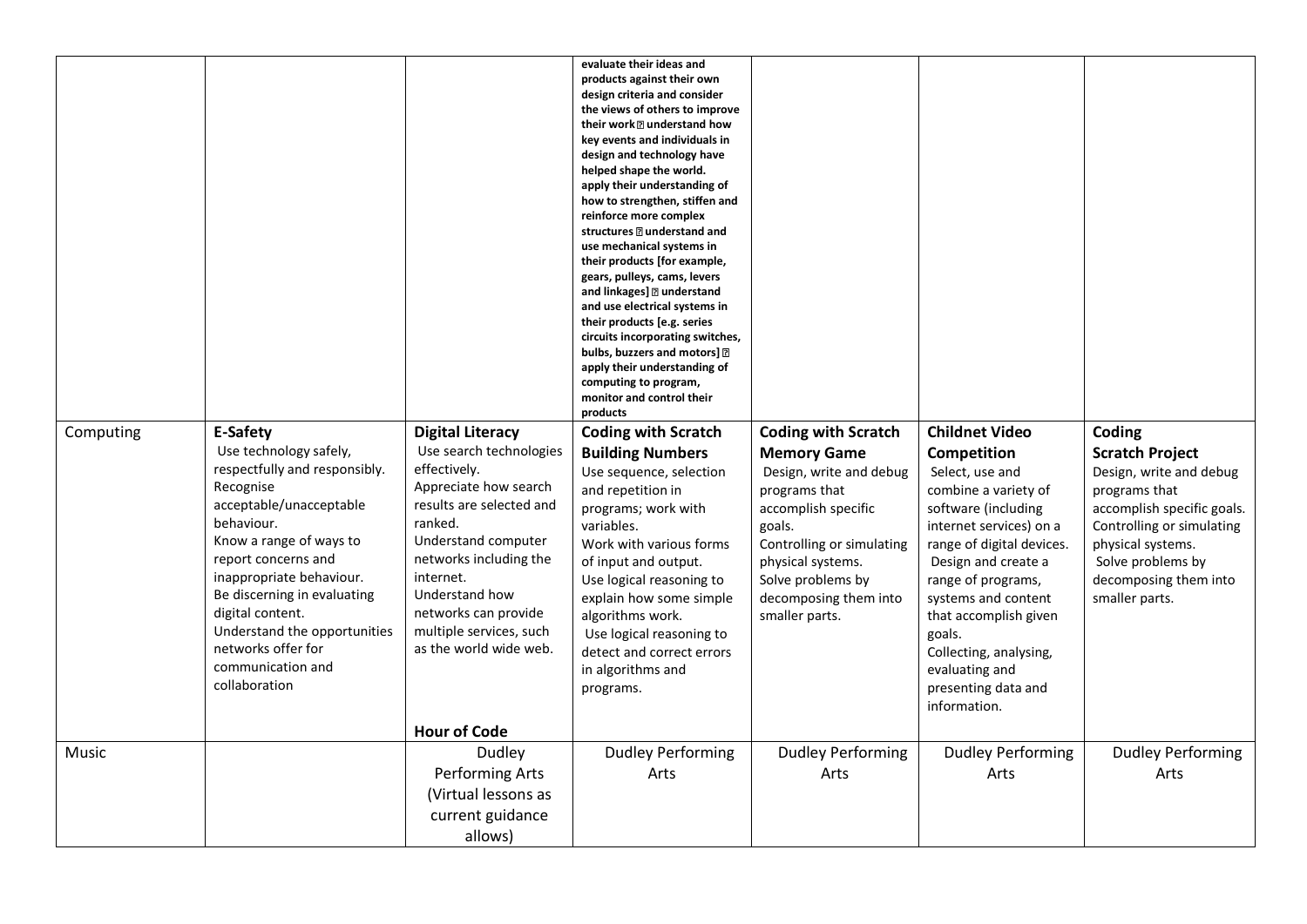| | | | | | | |
|---|---|---|---|---|---|---|
| | | | **evaluate their ideas and products against their own design criteria and consider the views of others to improve their work  understand how key events and individuals in design and technology have helped shape the world. apply their understanding of how to strengthen, stiffen and reinforce more complex structures  understand and use mechanical systems in their products [for example, gears, pulleys, cams, levers and linkages]  understand and use electrical systems in their products [e.g. series circuits incorporating switches, bulbs, buzzers and motors]  apply their understanding of computing to program, monitor and control their products** | | | |
| Computing | **E-Safety** Use technology safely, respectfully and responsibly. Recognise acceptable/unacceptable behaviour. Know a range of ways to report concerns and inappropriate behaviour. Be discerning in evaluating digital content. Understand the opportunities networks offer for communication and collaboration | **Digital Literacy** Use search technologies effectively. Appreciate how search results are selected and ranked. Understand computer networks including the internet. Understand how networks can provide multiple services, such as the world wide web. **Hour of Code** | **Coding with Scratch Building Numbers** Use sequence, selection and repetition in programs; work with variables. Work with various forms of input and output. Use logical reasoning to explain how some simple algorithms work. Use logical reasoning to detect and correct errors in algorithms and programs. | **Coding with Scratch Memory Game** Design, write and debug programs that accomplish specific goals. Controlling or simulating physical systems. Solve problems by decomposing them into smaller parts. | **Childnet Video Competition** Select, use and combine a variety of software (including internet services) on a range of digital devices. Design and create a range of programs, systems and content that accomplish given goals. Collecting, analysing, evaluating and presenting data and information. | **Coding Scratch Project** Design, write and debug programs that accomplish specific goals. Controlling or simulating physical systems. Solve problems by decomposing them into smaller parts. |
| Music | | Dudley Performing Arts (Virtual lessons as current guidance allows) | Dudley Performing Arts | Dudley Performing Arts | Dudley Performing Arts | Dudley Performing Arts |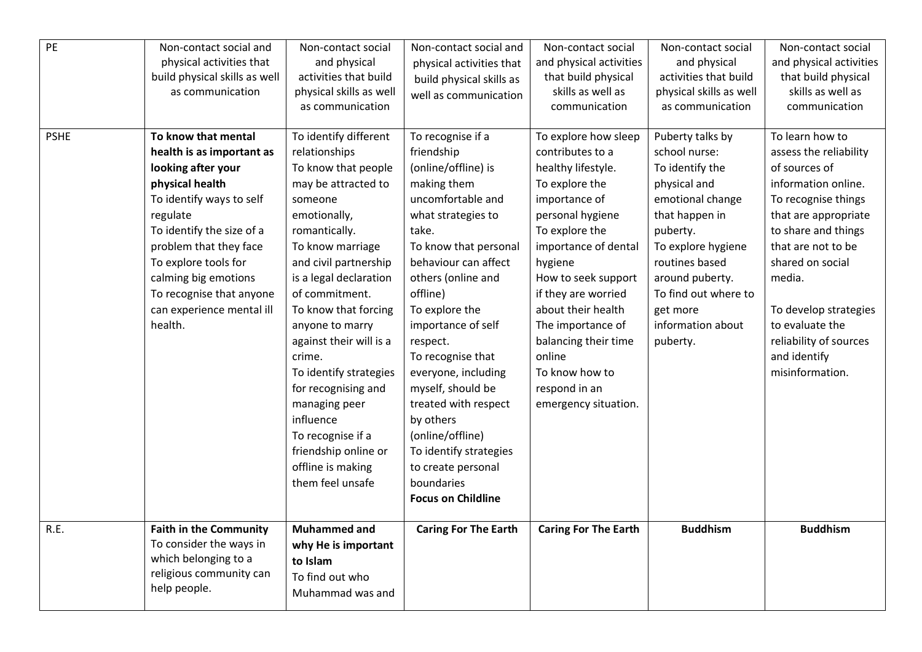| PE | Non-contact social and physical activities that build physical skills as well as communication | Non-contact social and physical activities that build physical skills as well as communication | Non-contact social and physical activities that build physical skills as well as communication | Non-contact social and physical activities that build physical skills as well as communication | Non-contact social and physical activities that build physical skills as well as communication | Non-contact social and physical activities that build physical skills as well as communication |
|---|---|---|---|---|---|---|
| PSHE | **To know that mental health is as important as looking after your physical health**<br>To identify ways to self regulate<br>To identify the size of a problem that they face<br>To explore tools for calming big emotions<br>To recognise that anyone can experience mental ill health. | To identify different relationships<br>To know that people may be attracted to someone emotionally, romantically.<br>To know marriage and civil partnership is a legal declaration of commitment.<br>To know that forcing anyone to marry against their will is a crime.<br>To identify strategies for recognising and managing peer influence<br>To recognise if a friendship online or offline is making them feel unsafe | To recognise if a friendship (online/offline) is making them uncomfortable and what strategies to take.<br>To know that personal behaviour can affect others (online and offline)<br>To explore the importance of self respect.<br>To recognise that everyone, including myself, should be treated with respect by others (online/offline)<br>To identify strategies to create personal boundaries<br>**Focus on Childline** | To explore how sleep contributes to a healthy lifestyle.<br>To explore the importance of personal hygiene<br>To explore the importance of dental hygiene<br>How to seek support if they are worried about their health<br>The importance of balancing their time online<br>To know how to respond in an emergency situation. | Puberty talks by school nurse:<br>To identify the physical and emotional change that happen in puberty.<br>To explore hygiene routines based around puberty.<br>To find out where to get more information about puberty. | To learn how to assess the reliability of sources of information online.<br>To recognise things that are appropriate to share and things that are not to be shared on social media.<br><br>To develop strategies to evaluate the reliability of sources and identify misinformation. |
| R.E. | **Faith in the Community**<br>To consider the ways in which belonging to a religious community can help people. | **Muhammed and why He is important to Islam**<br>To find out who Muhammad was and | **Caring For The Earth** | **Caring For The Earth** | **Buddhism** | **Buddhism** |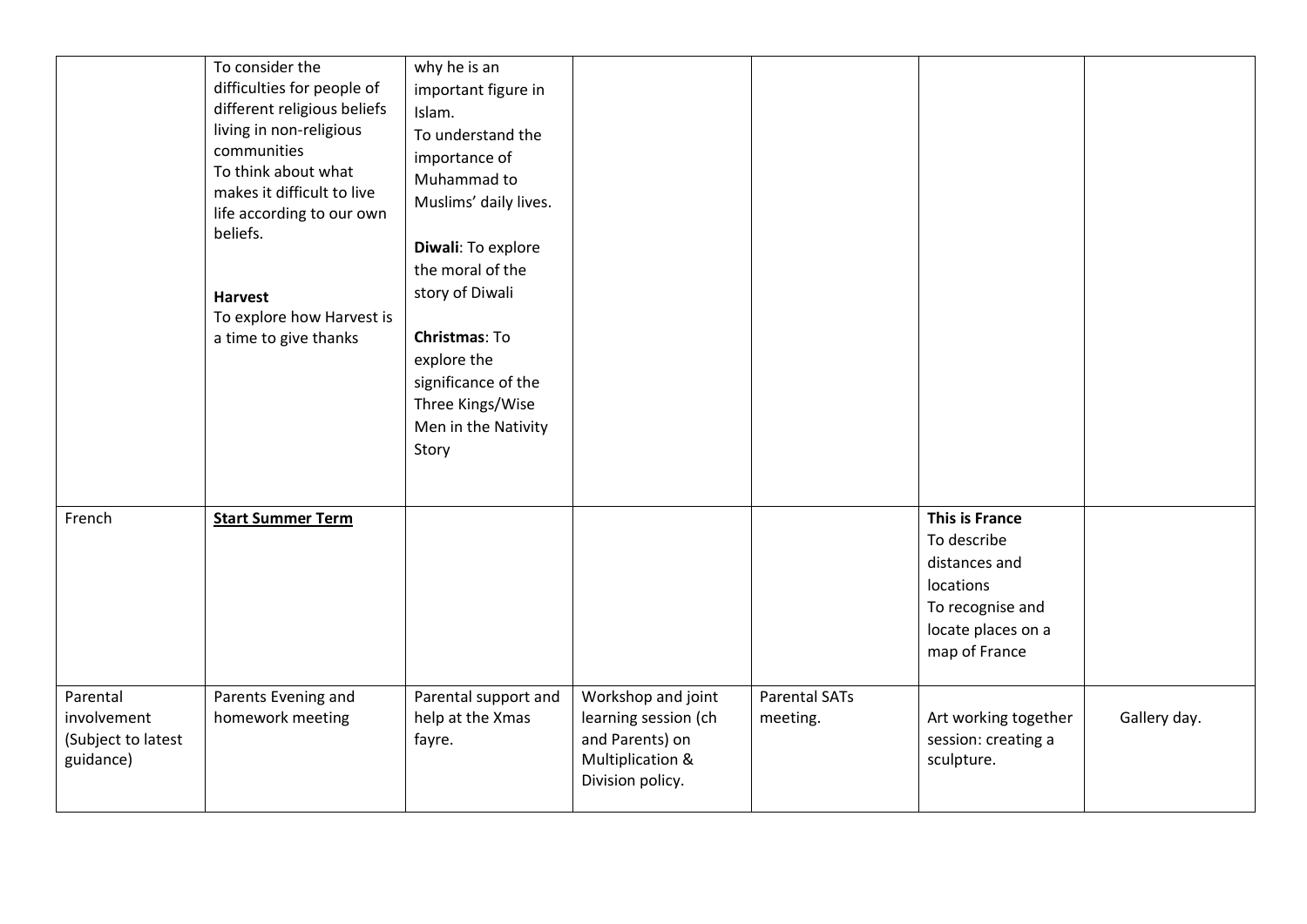|  |  |  |  |  |  |  |
|---|---|---|---|---|---|---|
|  | To consider the difficulties for people of different religious beliefs living in non-religious communities<br>To think about what makes it difficult to live life according to our own beliefs.<br><br>**Harvest**<br>To explore how Harvest is a time to give thanks | why he is an important figure in Islam.<br>To understand the importance of Muhammad to Muslims' daily lives.<br><br>**Diwali**: To explore the moral of the story of Diwali<br><br>**Christmas**: To explore the significance of the Three Kings/Wise Men in the Nativity Story |  |  |  |  |
| French | **Start Summer Term** |  |  |  | **This is France**<br>To describe distances and locations<br>To recognise and locate places on a map of France |  |
| Parental involvement (Subject to latest guidance) | Parents Evening and homework meeting | Parental support and help at the Xmas fayre. | Workshop and joint learning session (ch and Parents) on Multiplication & Division policy. | Parental SATs meeting. | Art working together session: creating a sculpture. | Gallery day. |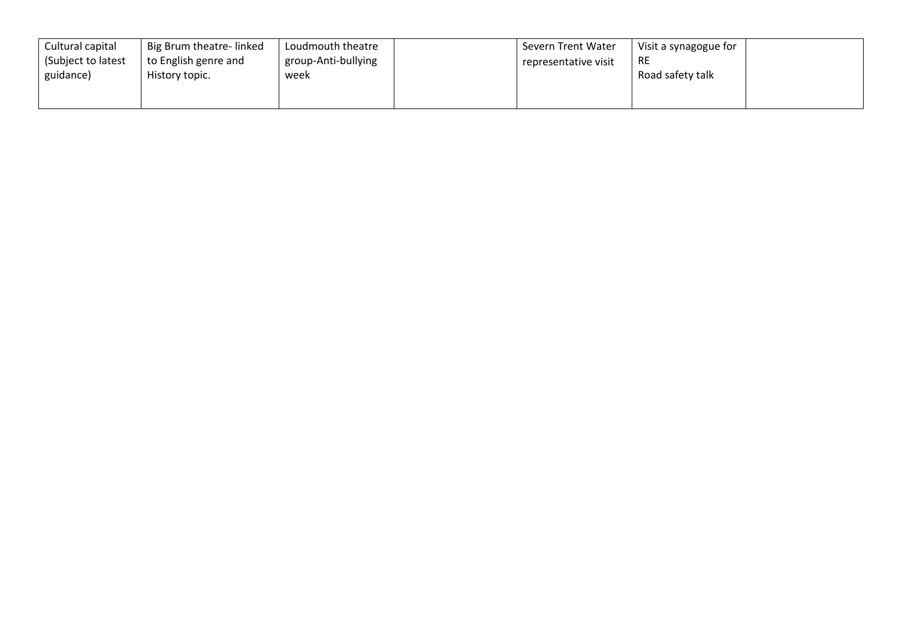| | | | | | | |
|---|---|---|---|---|---|---|
| Cultural capital (Subject to latest guidance) | Big Brum theatre- linked to English genre and History topic. | Loudmouth theatre group-Anti-bullying week | | Severn Trent Water representative visit | Visit a synagogue for RE<br>Road safety talk | |